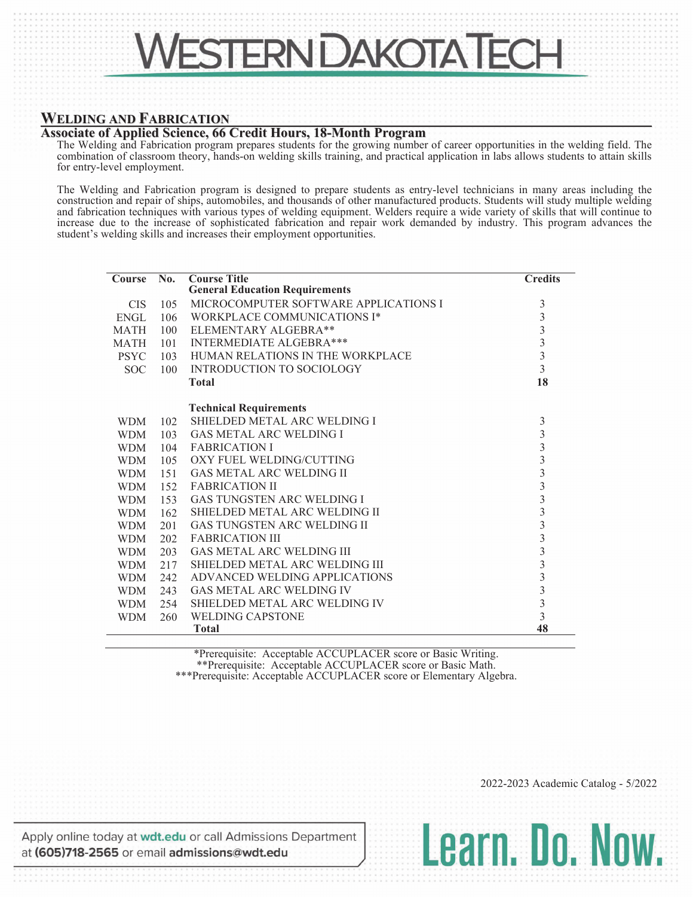# WESTERN DAKOTA TECH

## WELDING AND FABRICATION

### Associate of Applied Science, 66 Credit Hours, 18-Month Program

The Welding and Fabrication program prepares students for the growing number of career opportunities in the welding field. The combination of classroom theory, hands-on welding skills training, and practical application in labs allows students to attain skills for entry-level employment.

The Welding and Fabrication program is designed to prepare students as entry-level technicians in many areas including the construction and repair of ships, automobiles, and thousands of other manufactured products. Students will study multiple welding and fabrication techniques with various types of welding equipment. Welders require a wide variety of skills that will continue to increase due to the increase of sophisticated fabrication and repair work demanded by industry. This program advances the student's welding skills and increases their employment opportunities.

| Course | No. | Course Title | Credits |
|---|---|---|---|
| | | **General Education Requirements** | |
| CIS | 105 | MICROCOMPUTER SOFTWARE APPLICATIONS I | 3 |
| ENGL | 106 | WORKPLACE COMMUNICATIONS I* | 3 |
| MATH | 100 | ELEMENTARY ALGEBRA** | 3 |
| MATH | 101 | INTERMEDIATE ALGEBRA*** | 3 |
| PSYC | 103 | HUMAN RELATIONS IN THE WORKPLACE | 3 |
| SOC | 100 | INTRODUCTION TO SOCIOLOGY | 3 |
| | | **Total** | **18** |
| | | **Technical Requirements** | |
| WDM | 102 | SHIELDED METAL ARC WELDING I | 3 |
| WDM | 103 | GAS METAL ARC WELDING I | 3 |
| WDM | 104 | FABRICATION I | 3 |
| WDM | 105 | OXY FUEL WELDING/CUTTING | 3 |
| WDM | 151 | GAS METAL ARC WELDING II | 3 |
| WDM | 152 | FABRICATION II | 3 |
| WDM | 153 | GAS TUNGSTEN ARC WELDING I | 3 |
| WDM | 162 | SHIELDED METAL ARC WELDING II | 3 |
| WDM | 201 | GAS TUNGSTEN ARC WELDING II | 3 |
| WDM | 202 | FABRICATION III | 3 |
| WDM | 203 | GAS METAL ARC WELDING III | 3 |
| WDM | 217 | SHIELDED METAL ARC WELDING III | 3 |
| WDM | 242 | ADVANCED WELDING APPLICATIONS | 3 |
| WDM | 243 | GAS METAL ARC WELDING IV | 3 |
| WDM | 254 | SHIELDED METAL ARC WELDING IV | 3 |
| WDM | 260 | WELDING CAPSTONE | 3 |
| | | **Total** | **48** |

*Prerequisite: Acceptable ACCUPLACER score or Basic Writing.
**Prerequisite: Acceptable ACCUPLACER score or Basic Math.
***Prerequisite: Acceptable ACCUPLACER score or Elementary Algebra.

2022-2023 Academic Catalog - 5/2022

Apply online today at **wdt.edu** or call Admissions Department at **(605)718-2565** or email **admissions@wdt.edu**

**Learn. Do. Now.**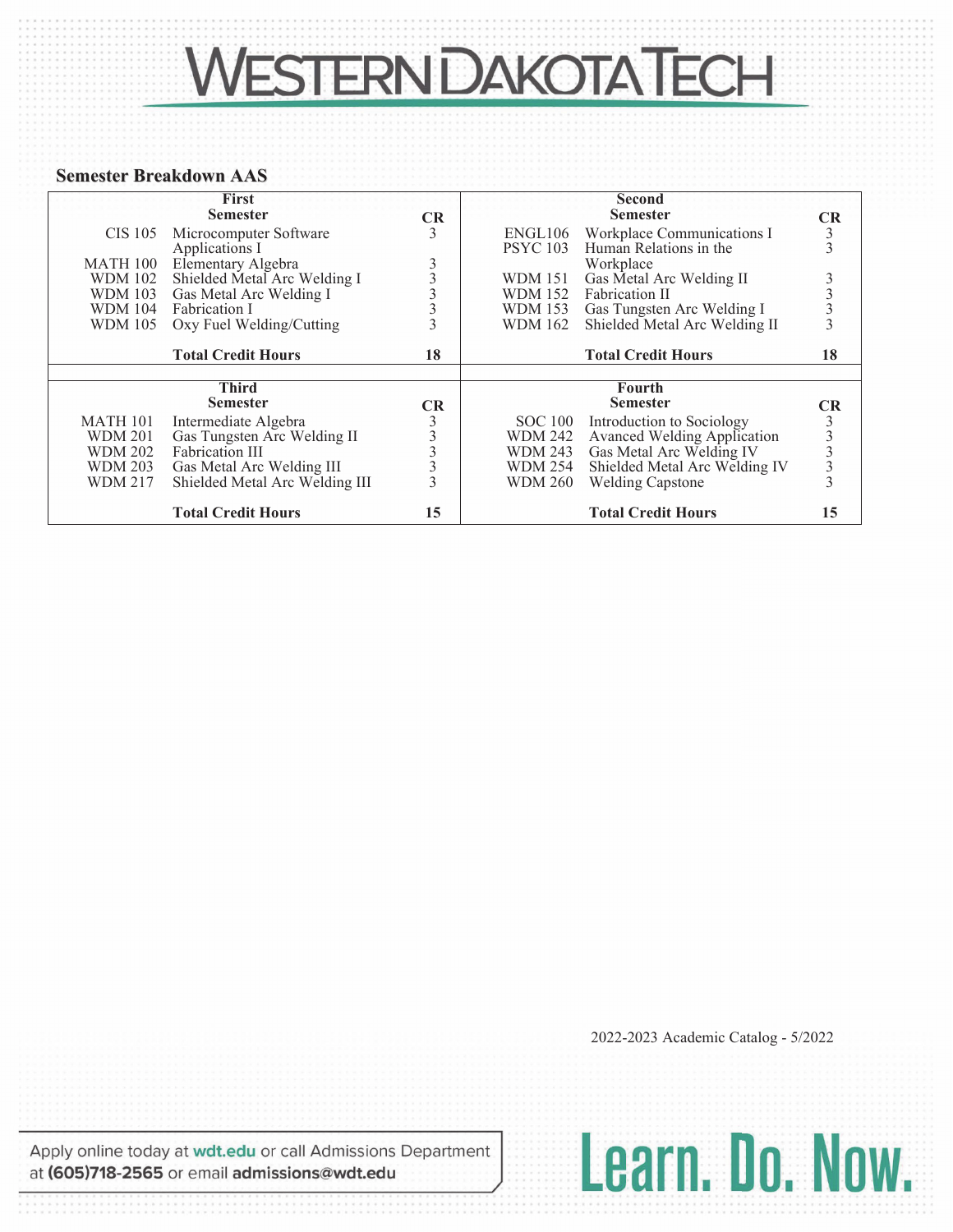# WESTERN DAKOTA TECH

## Semester Breakdown AAS

| First Semester | | CR |
|---|---|---|
| CIS 105 | Microcomputer Software Applications I | 3 |
| MATH 100 | Elementary Algebra | 3 |
| WDM 102 | Shielded Metal Arc Welding I | 3 |
| WDM 103 | Gas Metal Arc Welding I | 3 |
| WDM 104 | Fabrication I | 3 |
| WDM 105 | Oxy Fuel Welding/Cutting | 3 |
| | **Total Credit Hours** | **18** |

| Second Semester | | CR |
|---|---|---|
| ENGL106 | Workplace Communications I | 3 |
| PSYC 103 | Human Relations in the Workplace | 3 |
| WDM 151 | Gas Metal Arc Welding II | 3 |
| WDM 152 | Fabrication II | 3 |
| WDM 153 | Gas Tungsten Arc Welding I | 3 |
| WDM 162 | Shielded Metal Arc Welding II | 3 |
| | **Total Credit Hours** | **18** |

| Third Semester | | CR |
|---|---|---|
| MATH 101 | Intermediate Algebra | 3 |
| WDM 201 | Gas Tungsten Arc Welding II | 3 |
| WDM 202 | Fabrication III | 3 |
| WDM 203 | Gas Metal Arc Welding III | 3 |
| WDM 217 | Shielded Metal Arc Welding III | 3 |
| | **Total Credit Hours** | **15** |

| Fourth Semester | | CR |
|---|---|---|
| SOC 100 | Introduction to Sociology | 3 |
| WDM 242 | Avanced Welding Application | 3 |
| WDM 243 | Gas Metal Arc Welding IV | 3 |
| WDM 254 | Shielded Metal Arc Welding IV | 3 |
| WDM 260 | Welding Capstone | 3 |
| | **Total Credit Hours** | **15** |

2022-2023 Academic Catalog - 5/2022

Apply online today at **wdt.edu** or call Admissions Department at **(605)718-2565** or email **admissions@wdt.edu**

**Learn. Do. Now.**